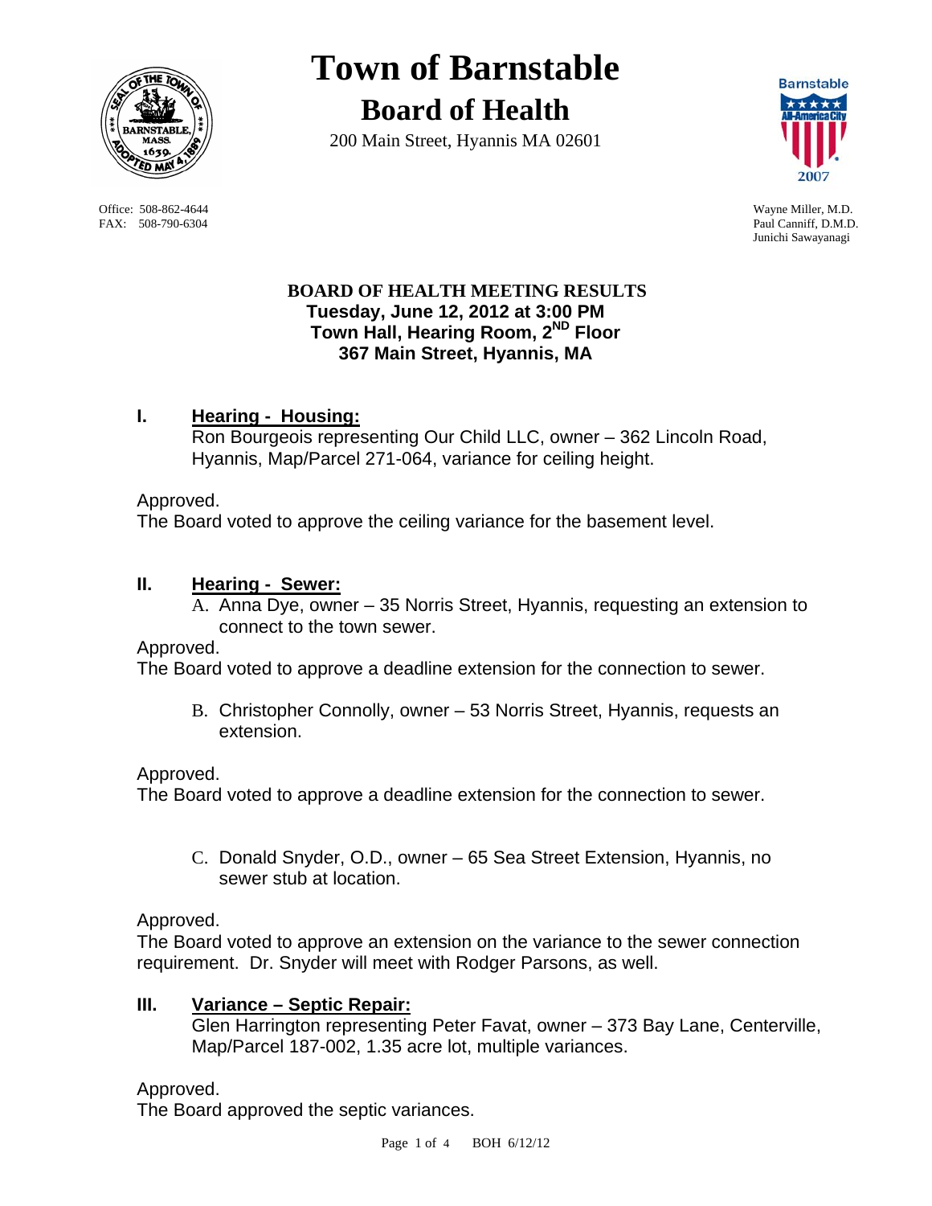# Town of Barnstable

## Board of Health

200 Main Street, Hyannis MA 02601

Office: 508-862-4644
FAX: 508-790-6304

Wayne Miller, M.D.
Paul Canniff, D.M.D.
Junichi Sawayanagi

**BOARD OF HEALTH MEETING RESULTS**
**Tuesday, June 12, 2012 at 3:00 PM**
**Town Hall, Hearing Room, 2ND Floor**
**367 Main Street, Hyannis, MA**

## I. Hearing - Housing:

Ron Bourgeois representing Our Child LLC, owner – 362 Lincoln Road, Hyannis, Map/Parcel 271-064, variance for ceiling height.

Approved.
The Board voted to approve the ceiling variance for the basement level.

## II. Hearing - Sewer:

A. Anna Dye, owner – 35 Norris Street, Hyannis, requesting an extension to connect to the town sewer.

Approved.
The Board voted to approve a deadline extension for the connection to sewer.

B. Christopher Connolly, owner – 53 Norris Street, Hyannis, requests an extension.

Approved.
The Board voted to approve a deadline extension for the connection to sewer.

C. Donald Snyder, O.D., owner – 65 Sea Street Extension, Hyannis, no sewer stub at location.

Approved.
The Board voted to approve an extension on the variance to the sewer connection requirement. Dr. Snyder will meet with Rodger Parsons, as well.

## III. Variance – Septic Repair:

Glen Harrington representing Peter Favat, owner – 373 Bay Lane, Centerville, Map/Parcel 187-002, 1.35 acre lot, multiple variances.

Approved.
The Board approved the septic variances.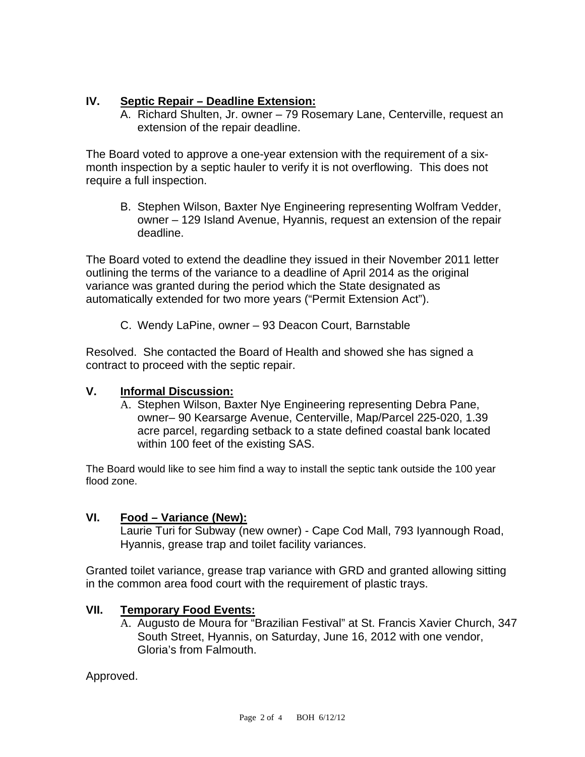## IV. Septic Repair – Deadline Extension:

A. Richard Shulten, Jr. owner – 79 Rosemary Lane, Centerville, request an extension of the repair deadline.

The Board voted to approve a one-year extension with the requirement of a six-month inspection by a septic hauler to verify it is not overflowing. This does not require a full inspection.

B. Stephen Wilson, Baxter Nye Engineering representing Wolfram Vedder, owner – 129 Island Avenue, Hyannis, request an extension of the repair deadline.

The Board voted to extend the deadline they issued in their November 2011 letter outlining the terms of the variance to a deadline of April 2014 as the original variance was granted during the period which the State designated as automatically extended for two more years ("Permit Extension Act").

C. Wendy LaPine, owner – 93 Deacon Court, Barnstable

Resolved. She contacted the Board of Health and showed she has signed a contract to proceed with the septic repair.

## V. Informal Discussion:

A. Stephen Wilson, Baxter Nye Engineering representing Debra Pane, owner– 90 Kearsarge Avenue, Centerville, Map/Parcel 225-020, 1.39 acre parcel, regarding setback to a state defined coastal bank located within 100 feet of the existing SAS.

The Board would like to see him find a way to install the septic tank outside the 100 year flood zone.

## VI. Food – Variance (New):

Laurie Turi for Subway (new owner) - Cape Cod Mall, 793 Iyannough Road, Hyannis, grease trap and toilet facility variances.

Granted toilet variance, grease trap variance with GRD and granted allowing sitting in the common area food court with the requirement of plastic trays.

## VII. Temporary Food Events:

A. Augusto de Moura for "Brazilian Festival" at St. Francis Xavier Church, 347 South Street, Hyannis, on Saturday, June 16, 2012 with one vendor, Gloria's from Falmouth.

Approved.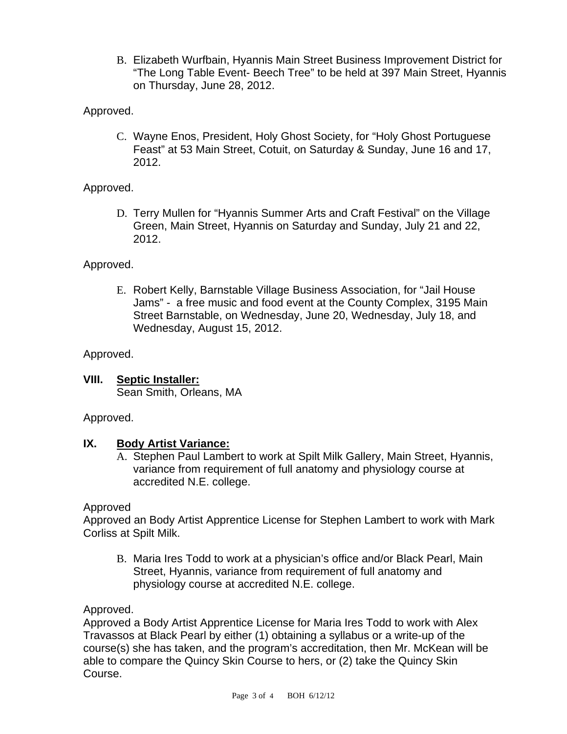B. Elizabeth Wurfbain, Hyannis Main Street Business Improvement District for "The Long Table Event- Beech Tree" to be held at 397 Main Street, Hyannis on Thursday, June 28, 2012.

Approved.

C. Wayne Enos, President, Holy Ghost Society, for "Holy Ghost Portuguese Feast" at 53 Main Street, Cotuit, on Saturday & Sunday, June 16 and 17, 2012.

Approved.

D. Terry Mullen for "Hyannis Summer Arts and Craft Festival" on the Village Green, Main Street, Hyannis on Saturday and Sunday, July 21 and 22, 2012.

Approved.

E. Robert Kelly, Barnstable Village Business Association, for "Jail House Jams" - a free music and food event at the County Complex, 3195 Main Street Barnstable, on Wednesday, June 20, Wednesday, July 18, and Wednesday, August 15, 2012.

Approved.

## VIII. Septic Installer:

Sean Smith, Orleans, MA

Approved.

## IX. Body Artist Variance:

A. Stephen Paul Lambert to work at Spilt Milk Gallery, Main Street, Hyannis, variance from requirement of full anatomy and physiology course at accredited N.E. college.

Approved

Approved an Body Artist Apprentice License for Stephen Lambert to work with Mark Corliss at Spilt Milk.

B. Maria Ires Todd to work at a physician's office and/or Black Pearl, Main Street, Hyannis, variance from requirement of full anatomy and physiology course at accredited N.E. college.

Approved.

Approved a Body Artist Apprentice License for Maria Ires Todd to work with Alex Travassos at Black Pearl by either (1) obtaining a syllabus or a write-up of the course(s) she has taken, and the program's accreditation, then Mr. McKean will be able to compare the Quincy Skin Course to hers, or (2) take the Quincy Skin Course.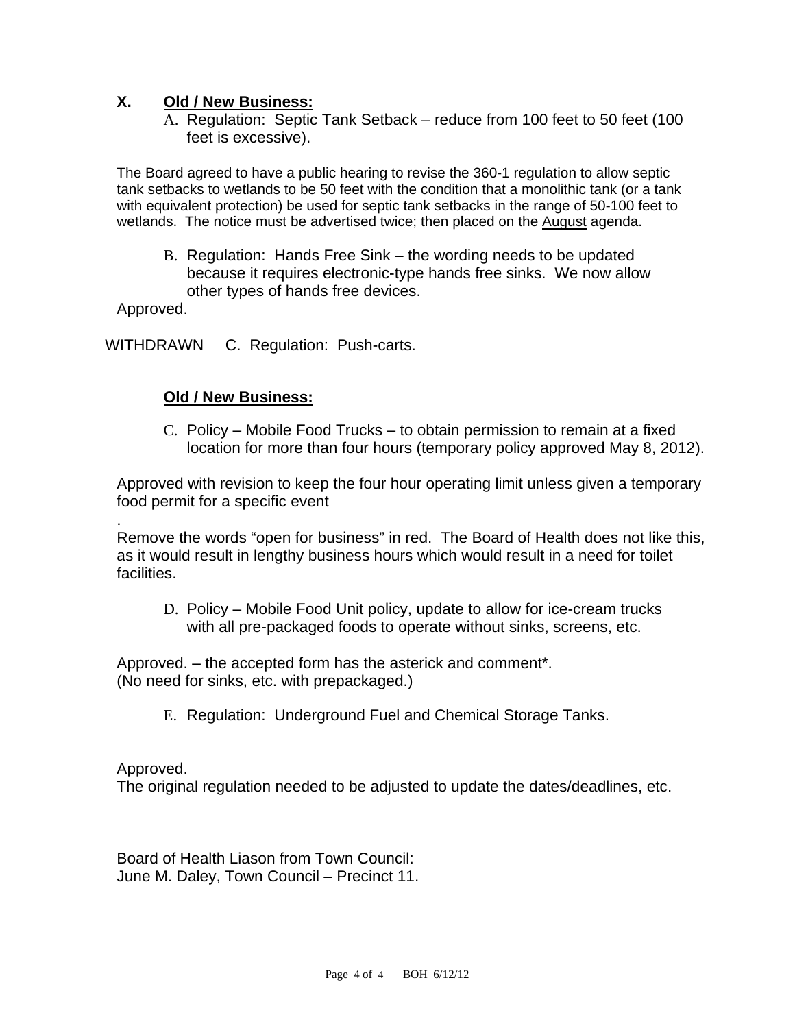## X. **Old / New Business:**

A. Regulation: Septic Tank Setback – reduce from 100 feet to 50 feet (100 feet is excessive).

The Board agreed to have a public hearing to revise the 360-1 regulation to allow septic tank setbacks to wetlands to be 50 feet with the condition that a monolithic tank (or a tank with equivalent protection) be used for septic tank setbacks in the range of 50-100 feet to wetlands. The notice must be advertised twice; then placed on the August agenda.

B. Regulation: Hands Free Sink – the wording needs to be updated because it requires electronic-type hands free sinks. We now allow other types of hands free devices.

Approved.

WITHDRAWN C. Regulation: Push-carts.

**Old / New Business:**

C. Policy – Mobile Food Trucks – to obtain permission to remain at a fixed location for more than four hours (temporary policy approved May 8, 2012).

Approved with revision to keep the four hour operating limit unless given a temporary food permit for a specific event

.

Remove the words “open for business” in red. The Board of Health does not like this, as it would result in lengthy business hours which would result in a need for toilet facilities.

D. Policy – Mobile Food Unit policy, update to allow for ice-cream trucks with all pre-packaged foods to operate without sinks, screens, etc.

Approved. – the accepted form has the asterick and comment*.
(No need for sinks, etc. with prepackaged.)

E. Regulation: Underground Fuel and Chemical Storage Tanks.

Approved.
The original regulation needed to be adjusted to update the dates/deadlines, etc.

Board of Health Liason from Town Council:
June M. Daley, Town Council – Precinct 11.